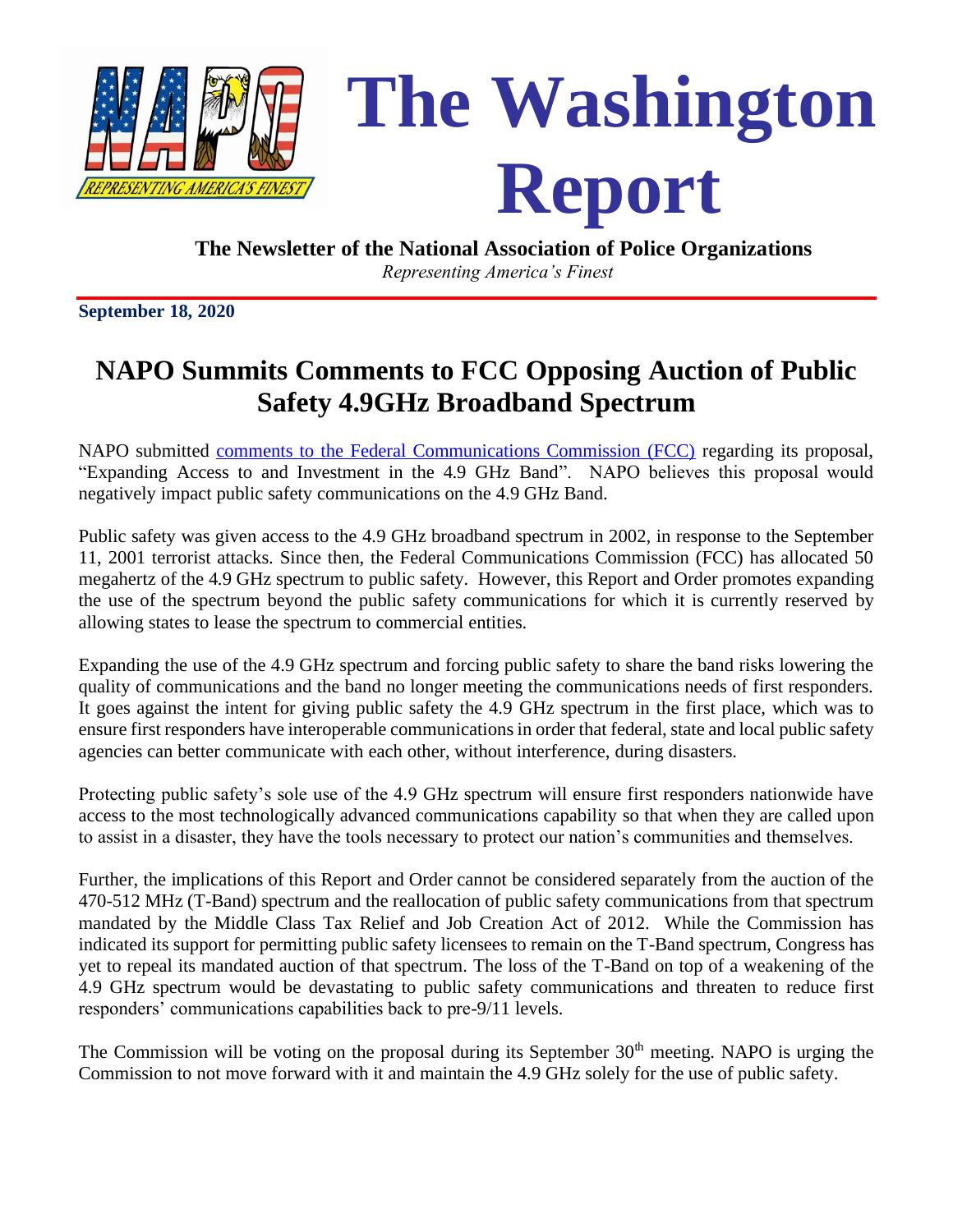# The Washington Report

**The Newsletter of the National Association of Police Organizations**

*Representing America's Finest*

**September 18, 2020**

## NAPO Summits Comments to FCC Opposing Auction of Public Safety 4.9GHz Broadband Spectrum

NAPO submitted comments to the Federal Communications Commission (FCC) regarding its proposal, "Expanding Access to and Investment in the 4.9 GHz Band". NAPO believes this proposal would negatively impact public safety communications on the 4.9 GHz Band.

Public safety was given access to the 4.9 GHz broadband spectrum in 2002, in response to the September 11, 2001 terrorist attacks. Since then, the Federal Communications Commission (FCC) has allocated 50 megahertz of the 4.9 GHz spectrum to public safety. However, this Report and Order promotes expanding the use of the spectrum beyond the public safety communications for which it is currently reserved by allowing states to lease the spectrum to commercial entities.

Expanding the use of the 4.9 GHz spectrum and forcing public safety to share the band risks lowering the quality of communications and the band no longer meeting the communications needs of first responders. It goes against the intent for giving public safety the 4.9 GHz spectrum in the first place, which was to ensure first responders have interoperable communications in order that federal, state and local public safety agencies can better communicate with each other, without interference, during disasters.

Protecting public safety's sole use of the 4.9 GHz spectrum will ensure first responders nationwide have access to the most technologically advanced communications capability so that when they are called upon to assist in a disaster, they have the tools necessary to protect our nation's communities and themselves.

Further, the implications of this Report and Order cannot be considered separately from the auction of the 470-512 MHz (T-Band) spectrum and the reallocation of public safety communications from that spectrum mandated by the Middle Class Tax Relief and Job Creation Act of 2012. While the Commission has indicated its support for permitting public safety licensees to remain on the T-Band spectrum, Congress has yet to repeal its mandated auction of that spectrum. The loss of the T-Band on top of a weakening of the 4.9 GHz spectrum would be devastating to public safety communications and threaten to reduce first responders' communications capabilities back to pre-9/11 levels.

The Commission will be voting on the proposal during its September 30th meeting. NAPO is urging the Commission to not move forward with it and maintain the 4.9 GHz solely for the use of public safety.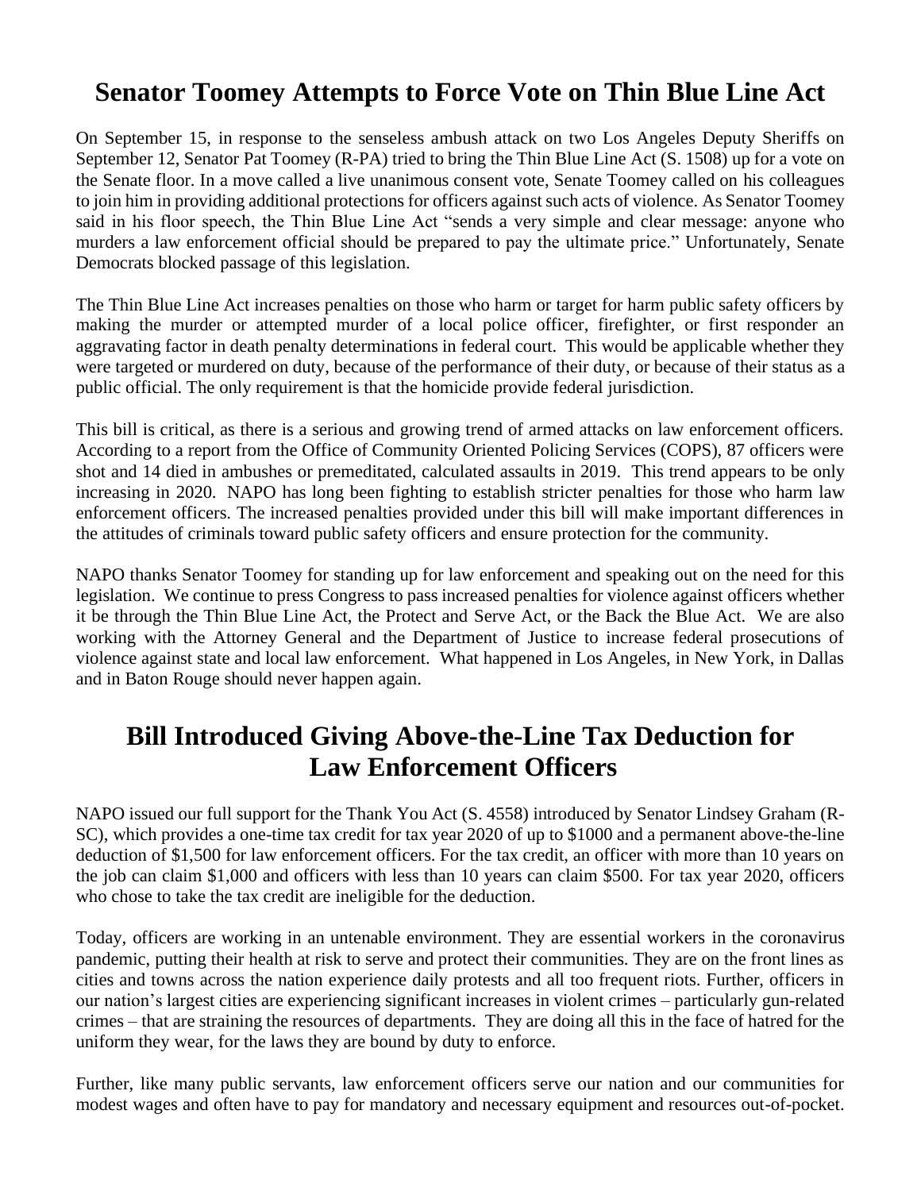## Senator Toomey Attempts to Force Vote on Thin Blue Line Act

On September 15, in response to the senseless ambush attack on two Los Angeles Deputy Sheriffs on September 12, Senator Pat Toomey (R-PA) tried to bring the Thin Blue Line Act (S. 1508) up for a vote on the Senate floor. In a move called a live unanimous consent vote, Senate Toomey called on his colleagues to join him in providing additional protections for officers against such acts of violence. As Senator Toomey said in his floor speech, the Thin Blue Line Act "sends a very simple and clear message: anyone who murders a law enforcement official should be prepared to pay the ultimate price." Unfortunately, Senate Democrats blocked passage of this legislation.

The Thin Blue Line Act increases penalties on those who harm or target for harm public safety officers by making the murder or attempted murder of a local police officer, firefighter, or first responder an aggravating factor in death penalty determinations in federal court. This would be applicable whether they were targeted or murdered on duty, because of the performance of their duty, or because of their status as a public official. The only requirement is that the homicide provide federal jurisdiction.

This bill is critical, as there is a serious and growing trend of armed attacks on law enforcement officers. According to a report from the Office of Community Oriented Policing Services (COPS), 87 officers were shot and 14 died in ambushes or premeditated, calculated assaults in 2019. This trend appears to be only increasing in 2020. NAPO has long been fighting to establish stricter penalties for those who harm law enforcement officers. The increased penalties provided under this bill will make important differences in the attitudes of criminals toward public safety officers and ensure protection for the community.

NAPO thanks Senator Toomey for standing up for law enforcement and speaking out on the need for this legislation. We continue to press Congress to pass increased penalties for violence against officers whether it be through the Thin Blue Line Act, the Protect and Serve Act, or the Back the Blue Act. We are also working with the Attorney General and the Department of Justice to increase federal prosecutions of violence against state and local law enforcement. What happened in Los Angeles, in New York, in Dallas and in Baton Rouge should never happen again.

## Bill Introduced Giving Above-the-Line Tax Deduction for Law Enforcement Officers

NAPO issued our full support for the Thank You Act (S. 4558) introduced by Senator Lindsey Graham (R-SC), which provides a one-time tax credit for tax year 2020 of up to $1000 and a permanent above-the-line deduction of $1,500 for law enforcement officers. For the tax credit, an officer with more than 10 years on the job can claim $1,000 and officers with less than 10 years can claim $500. For tax year 2020, officers who chose to take the tax credit are ineligible for the deduction.

Today, officers are working in an untenable environment. They are essential workers in the coronavirus pandemic, putting their health at risk to serve and protect their communities. They are on the front lines as cities and towns across the nation experience daily protests and all too frequent riots. Further, officers in our nation's largest cities are experiencing significant increases in violent crimes – particularly gun-related crimes – that are straining the resources of departments. They are doing all this in the face of hatred for the uniform they wear, for the laws they are bound by duty to enforce.

Further, like many public servants, law enforcement officers serve our nation and our communities for modest wages and often have to pay for mandatory and necessary equipment and resources out-of-pocket.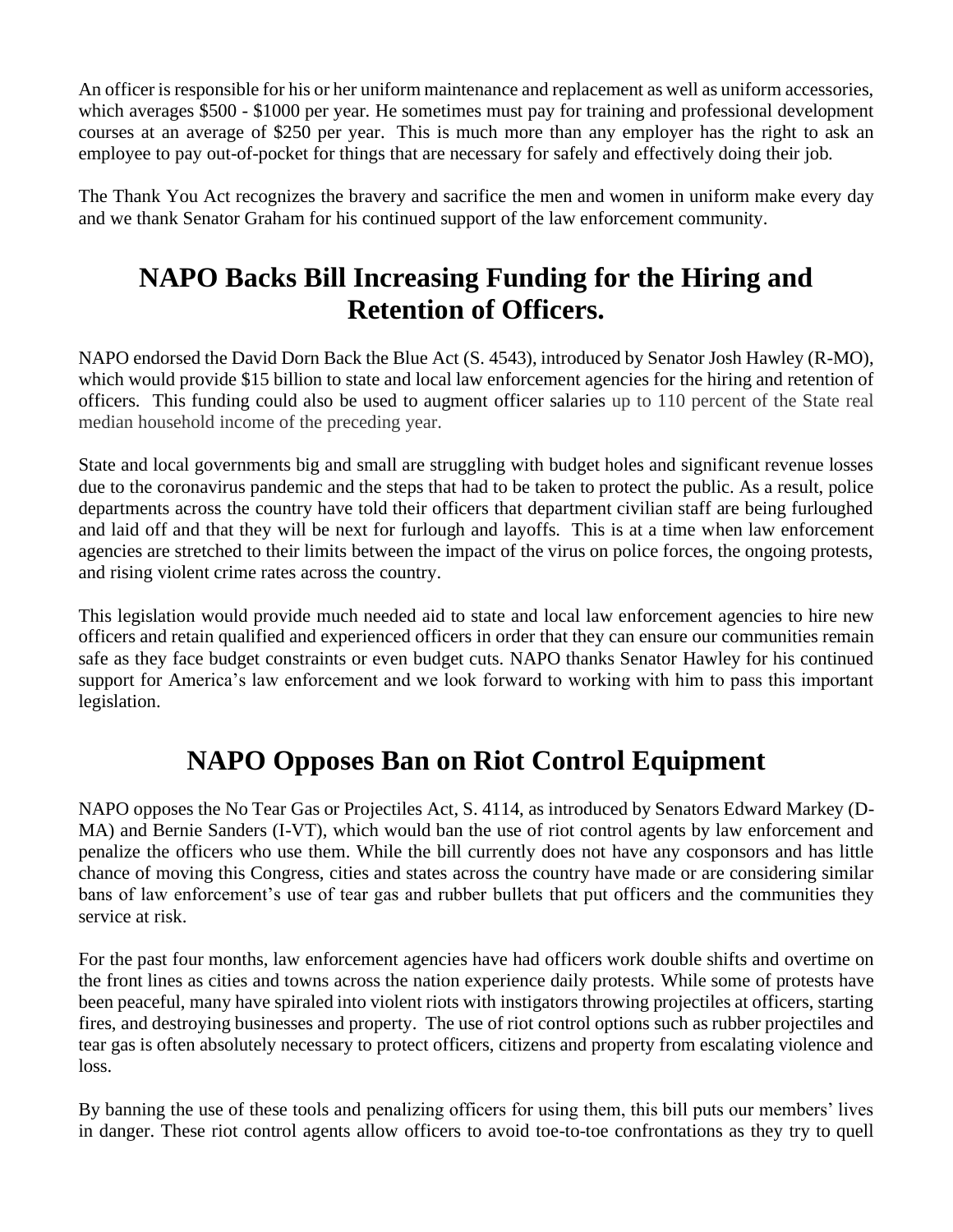An officer is responsible for his or her uniform maintenance and replacement as well as uniform accessories, which averages $500 - $1000 per year. He sometimes must pay for training and professional development courses at an average of $250 per year. This is much more than any employer has the right to ask an employee to pay out-of-pocket for things that are necessary for safely and effectively doing their job.

The Thank You Act recognizes the bravery and sacrifice the men and women in uniform make every day and we thank Senator Graham for his continued support of the law enforcement community.

## NAPO Backs Bill Increasing Funding for the Hiring and Retention of Officers.

NAPO endorsed the David Dorn Back the Blue Act (S. 4543), introduced by Senator Josh Hawley (R-MO), which would provide $15 billion to state and local law enforcement agencies for the hiring and retention of officers. This funding could also be used to augment officer salaries up to 110 percent of the State real median household income of the preceding year.

State and local governments big and small are struggling with budget holes and significant revenue losses due to the coronavirus pandemic and the steps that had to be taken to protect the public. As a result, police departments across the country have told their officers that department civilian staff are being furloughed and laid off and that they will be next for furlough and layoffs. This is at a time when law enforcement agencies are stretched to their limits between the impact of the virus on police forces, the ongoing protests, and rising violent crime rates across the country.

This legislation would provide much needed aid to state and local law enforcement agencies to hire new officers and retain qualified and experienced officers in order that they can ensure our communities remain safe as they face budget constraints or even budget cuts. NAPO thanks Senator Hawley for his continued support for America's law enforcement and we look forward to working with him to pass this important legislation.

## NAPO Opposes Ban on Riot Control Equipment

NAPO opposes the No Tear Gas or Projectiles Act, S. 4114, as introduced by Senators Edward Markey (D-MA) and Bernie Sanders (I-VT), which would ban the use of riot control agents by law enforcement and penalize the officers who use them. While the bill currently does not have any cosponsors and has little chance of moving this Congress, cities and states across the country have made or are considering similar bans of law enforcement's use of tear gas and rubber bullets that put officers and the communities they service at risk.

For the past four months, law enforcement agencies have had officers work double shifts and overtime on the front lines as cities and towns across the nation experience daily protests. While some of protests have been peaceful, many have spiraled into violent riots with instigators throwing projectiles at officers, starting fires, and destroying businesses and property. The use of riot control options such as rubber projectiles and tear gas is often absolutely necessary to protect officers, citizens and property from escalating violence and loss.

By banning the use of these tools and penalizing officers for using them, this bill puts our members' lives in danger. These riot control agents allow officers to avoid toe-to-toe confrontations as they try to quell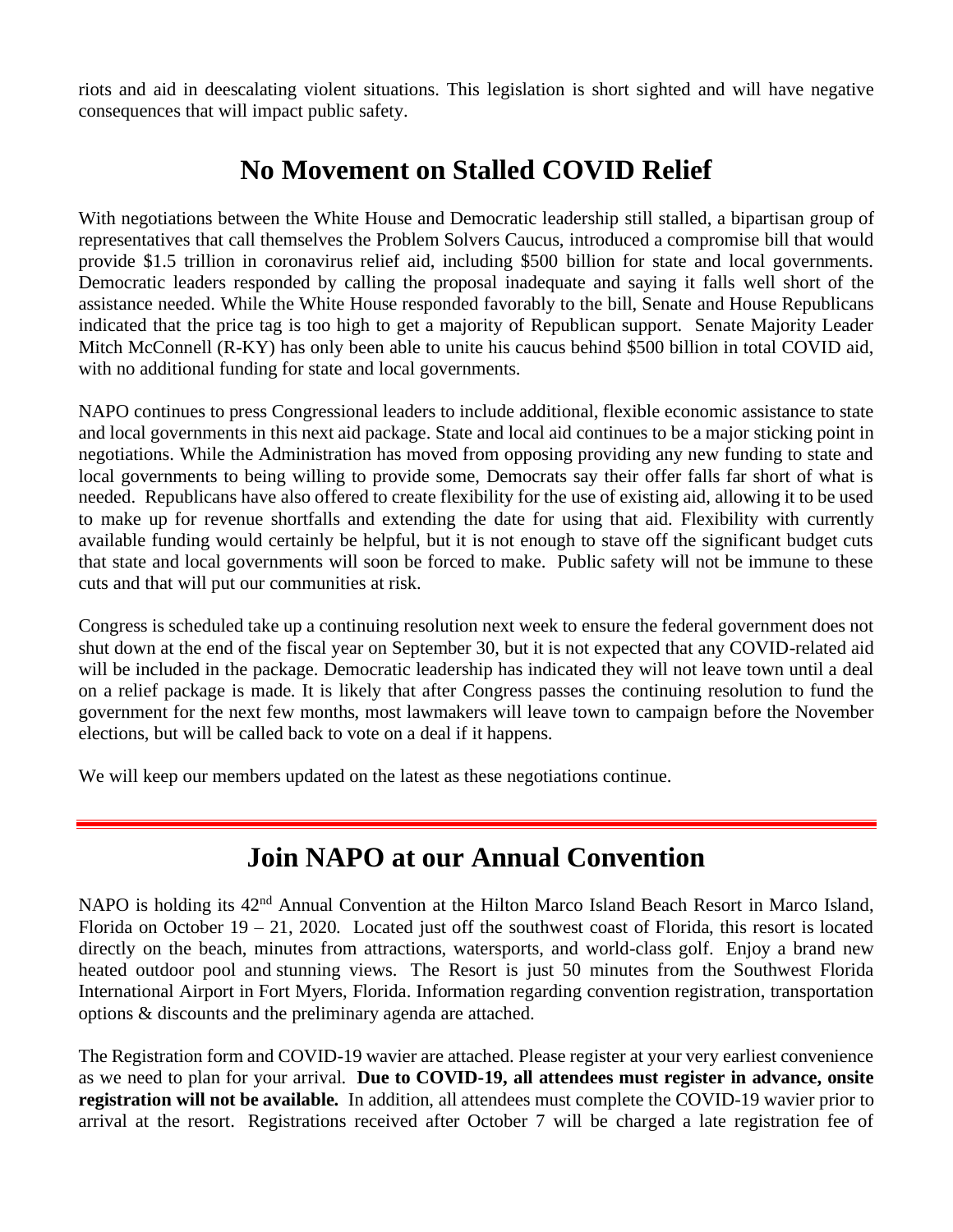riots and aid in deescalating violent situations. This legislation is short sighted and will have negative consequences that will impact public safety.

## No Movement on Stalled COVID Relief

With negotiations between the White House and Democratic leadership still stalled, a bipartisan group of representatives that call themselves the Problem Solvers Caucus, introduced a compromise bill that would provide $1.5 trillion in coronavirus relief aid, including $500 billion for state and local governments. Democratic leaders responded by calling the proposal inadequate and saying it falls well short of the assistance needed. While the White House responded favorably to the bill, Senate and House Republicans indicated that the price tag is too high to get a majority of Republican support. Senate Majority Leader Mitch McConnell (R-KY) has only been able to unite his caucus behind $500 billion in total COVID aid, with no additional funding for state and local governments.

NAPO continues to press Congressional leaders to include additional, flexible economic assistance to state and local governments in this next aid package. State and local aid continues to be a major sticking point in negotiations. While the Administration has moved from opposing providing any new funding to state and local governments to being willing to provide some, Democrats say their offer falls far short of what is needed. Republicans have also offered to create flexibility for the use of existing aid, allowing it to be used to make up for revenue shortfalls and extending the date for using that aid. Flexibility with currently available funding would certainly be helpful, but it is not enough to stave off the significant budget cuts that state and local governments will soon be forced to make. Public safety will not be immune to these cuts and that will put our communities at risk.

Congress is scheduled take up a continuing resolution next week to ensure the federal government does not shut down at the end of the fiscal year on September 30, but it is not expected that any COVID-related aid will be included in the package. Democratic leadership has indicated they will not leave town until a deal on a relief package is made. It is likely that after Congress passes the continuing resolution to fund the government for the next few months, most lawmakers will leave town to campaign before the November elections, but will be called back to vote on a deal if it happens.

We will keep our members updated on the latest as these negotiations continue.

---

## Join NAPO at our Annual Convention

NAPO is holding its 42nd Annual Convention at the Hilton Marco Island Beach Resort in Marco Island, Florida on October 19 – 21, 2020. Located just off the southwest coast of Florida, this resort is located directly on the beach, minutes from attractions, watersports, and world-class golf. Enjoy a brand new heated outdoor pool and stunning views. The Resort is just 50 minutes from the Southwest Florida International Airport in Fort Myers, Florida. Information regarding convention registration, transportation options & discounts and the preliminary agenda are attached.

The Registration form and COVID-19 wavier are attached. Please register at your very earliest convenience as we need to plan for your arrival. **Due to COVID-19, all attendees must register in advance, onsite registration will not be available.** In addition, all attendees must complete the COVID-19 wavier prior to arrival at the resort. Registrations received after October 7 will be charged a late registration fee of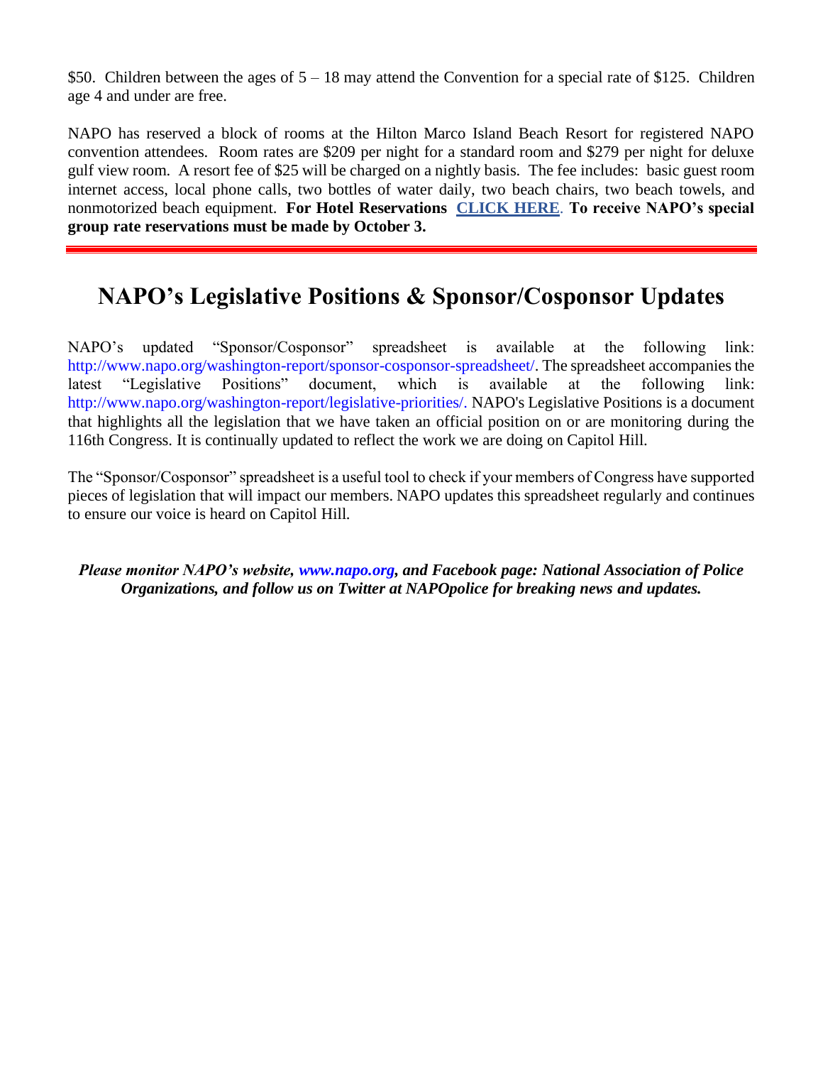$50. Children between the ages of 5 – 18 may attend the Convention for a special rate of $125. Children age 4 and under are free.

NAPO has reserved a block of rooms at the Hilton Marco Island Beach Resort for registered NAPO convention attendees. Room rates are $209 per night for a standard room and $279 per night for deluxe gulf view room. A resort fee of $25 will be charged on a nightly basis. The fee includes: basic guest room internet access, local phone calls, two bottles of water daily, two beach chairs, two beach towels, and nonmotorized beach equipment. **For Hotel Reservations CLICK HERE. To receive NAPO's special group rate reservations must be made by October 3.**

---

## NAPO's Legislative Positions & Sponsor/Cosponsor Updates

NAPO's updated "Sponsor/Cosponsor" spreadsheet is available at the following link: http://www.napo.org/washington-report/sponsor-cosponsor-spreadsheet/. The spreadsheet accompanies the latest "Legislative Positions" document, which is available at the following link: http://www.napo.org/washington-report/legislative-priorities/. NAPO's Legislative Positions is a document that highlights all the legislation that we have taken an official position on or are monitoring during the 116th Congress. It is continually updated to reflect the work we are doing on Capitol Hill.

The "Sponsor/Cosponsor" spreadsheet is a useful tool to check if your members of Congress have supported pieces of legislation that will impact our members. NAPO updates this spreadsheet regularly and continues to ensure our voice is heard on Capitol Hill.

***Please monitor NAPO's website, www.napo.org, and Facebook page: National Association of Police Organizations, and follow us on Twitter at NAPOpolice for breaking news and updates.***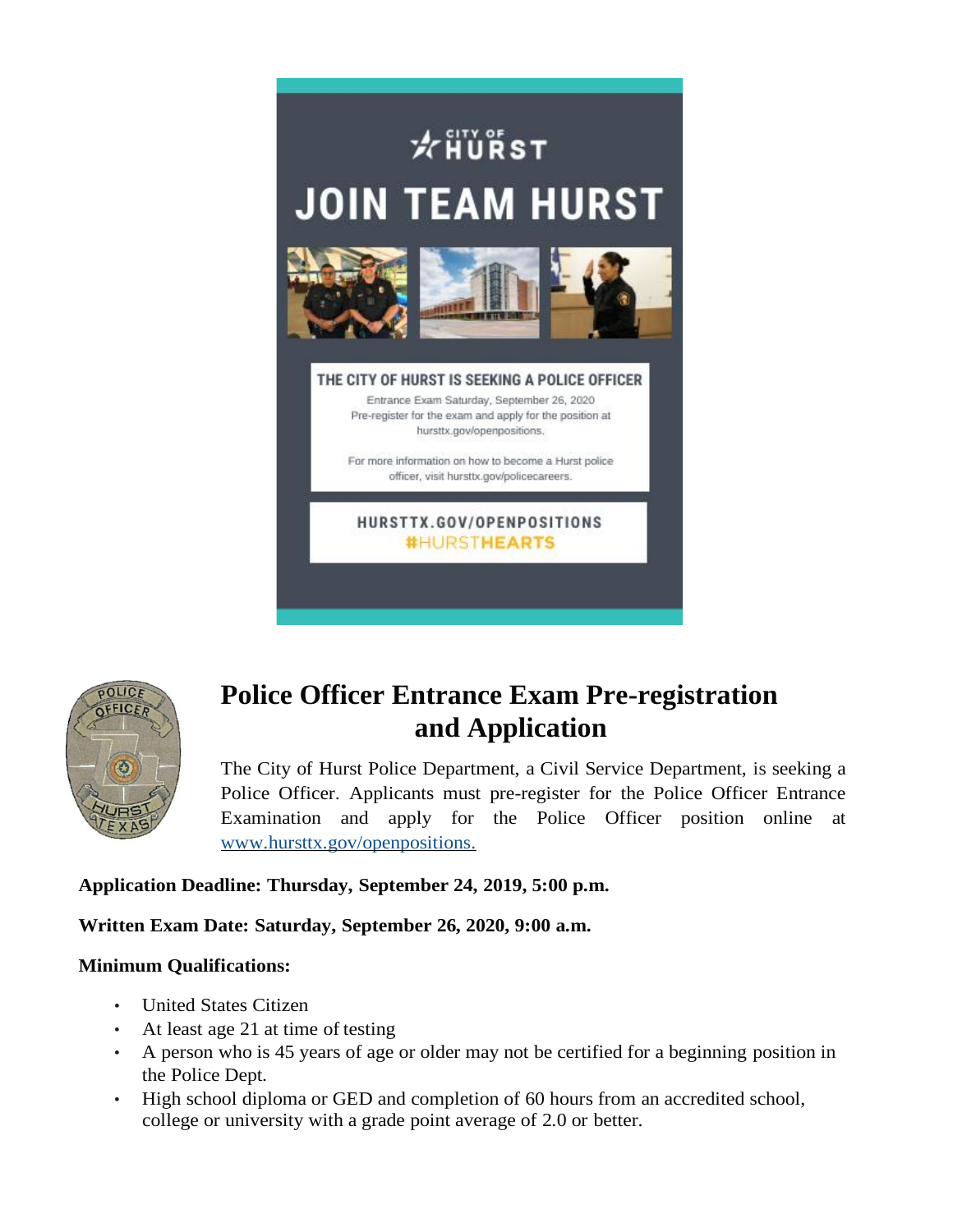CITY OF HURST

# JOIN TEAM HURST

**THE CITY OF HURST IS SEEKING A POLICE OFFICER**

Entrance Exam Saturday, September 26, 2020
Pre-register for the exam and apply for the position at hursttx.gov/openpositions.

For more information on how to become a Hurst police officer, visit hursttx.gov/policecareers.

HURSTTX.GOV/OPENPOSITIONS
#HURSTHEARTS

# Police Officer Entrance Exam Pre-registration and Application

The City of Hurst Police Department, a Civil Service Department, is seeking a Police Officer. Applicants must pre-register for the Police Officer Entrance Examination and apply for the Police Officer position online at [www.hursttx.gov/openpositions.](www.hursttx.gov/openpositions)

**Application Deadline: Thursday, September 24, 2019, 5:00 p.m.**

**Written Exam Date: Saturday, September 26, 2020, 9:00 a.m.**

**Minimum Qualifications:**

- United States Citizen
- At least age 21 at time of testing
- A person who is 45 years of age or older may not be certified for a beginning position in the Police Dept.
- High school diploma or GED and completion of 60 hours from an accredited school, college or university with a grade point average of 2.0 or better.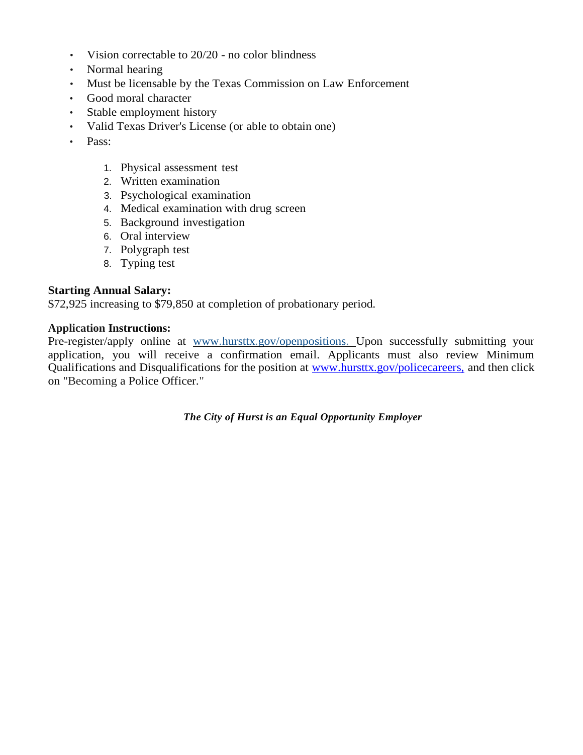- Vision correctable to 20/20 - no color blindness
- Normal hearing
- Must be licensable by the Texas Commission on Law Enforcement
- Good moral character
- Stable employment history
- Valid Texas Driver's License (or able to obtain one)
- Pass:

    1. Physical assessment test
    2. Written examination
    3. Psychological examination
    4. Medical examination with drug screen
    5. Background investigation
    6. Oral interview
    7. Polygraph test
    8. Typing test

**Starting Annual Salary:**
$72,925 increasing to $79,850 at completion of probationary period.

**Application Instructions:**
Pre-register/apply online at www.hursttx.gov/openpositions. Upon successfully submitting your application, you will receive a confirmation email. Applicants must also review Minimum Qualifications and Disqualifications for the position at www.hursttx.gov/policecareers, and then click on "Becoming a Police Officer."

***The City of Hurst is an Equal Opportunity Employer***